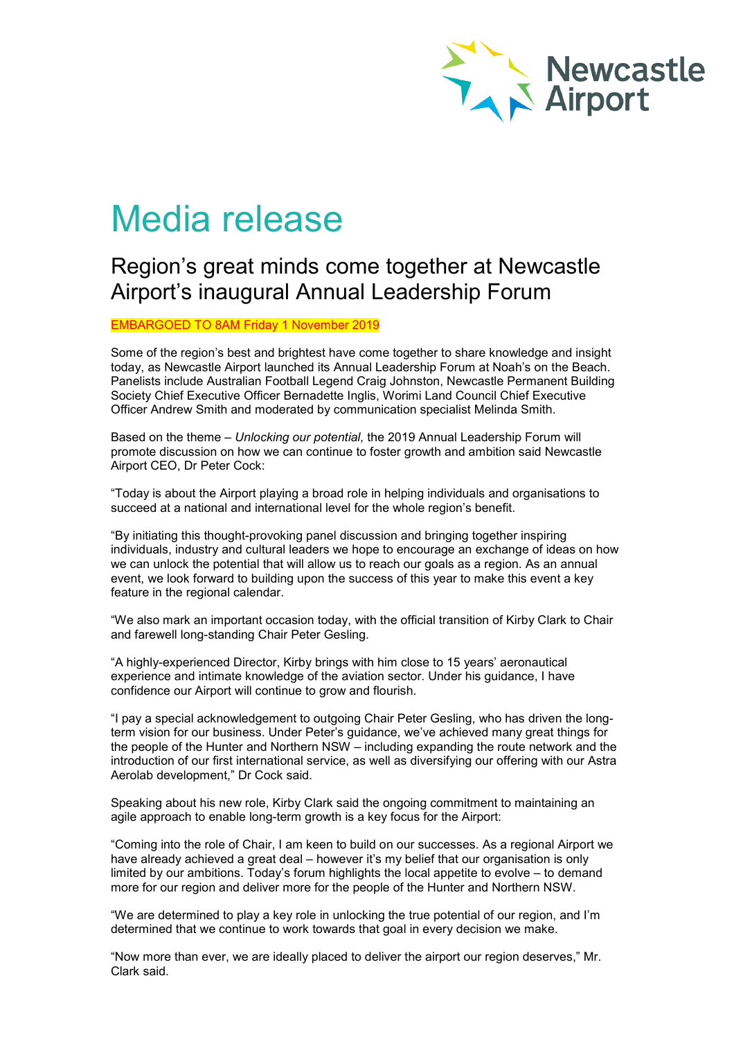# Media release

## Region's great minds come together at Newcastle Airport's inaugural Annual Leadership Forum

EMBARGOED TO 8AM Friday 1 November 2019

Some of the region's best and brightest have come together to share knowledge and insight today, as Newcastle Airport launched its Annual Leadership Forum at Noah's on the Beach. Panelists include Australian Football Legend Craig Johnston, Newcastle Permanent Building Society Chief Executive Officer Bernadette Inglis, Worimi Land Council Chief Executive Officer Andrew Smith and moderated by communication specialist Melinda Smith.

Based on the theme – *Unlocking our potential,* the 2019 Annual Leadership Forum will promote discussion on how we can continue to foster growth and ambition said Newcastle Airport CEO, Dr Peter Cock:

"Today is about the Airport playing a broad role in helping individuals and organisations to succeed at a national and international level for the whole region's benefit.

"By initiating this thought-provoking panel discussion and bringing together inspiring individuals, industry and cultural leaders we hope to encourage an exchange of ideas on how we can unlock the potential that will allow us to reach our goals as a region. As an annual event, we look forward to building upon the success of this year to make this event a key feature in the regional calendar.

"We also mark an important occasion today, with the official transition of Kirby Clark to Chair and farewell long-standing Chair Peter Gesling.

"A highly-experienced Director, Kirby brings with him close to 15 years' aeronautical experience and intimate knowledge of the aviation sector. Under his guidance, I have confidence our Airport will continue to grow and flourish.

"I pay a special acknowledgement to outgoing Chair Peter Gesling, who has driven the long-term vision for our business. Under Peter's guidance, we've achieved many great things for the people of the Hunter and Northern NSW – including expanding the route network and the introduction of our first international service, as well as diversifying our offering with our Astra Aerolab development," Dr Cock said.

Speaking about his new role, Kirby Clark said the ongoing commitment to maintaining an agile approach to enable long-term growth is a key focus for the Airport:

"Coming into the role of Chair, I am keen to build on our successes. As a regional Airport we have already achieved a great deal – however it's my belief that our organisation is only limited by our ambitions. Today's forum highlights the local appetite to evolve – to demand more for our region and deliver more for the people of the Hunter and Northern NSW.

"We are determined to play a key role in unlocking the true potential of our region, and I'm determined that we continue to work towards that goal in every decision we make.

"Now more than ever, we are ideally placed to deliver the airport our region deserves," Mr. Clark said.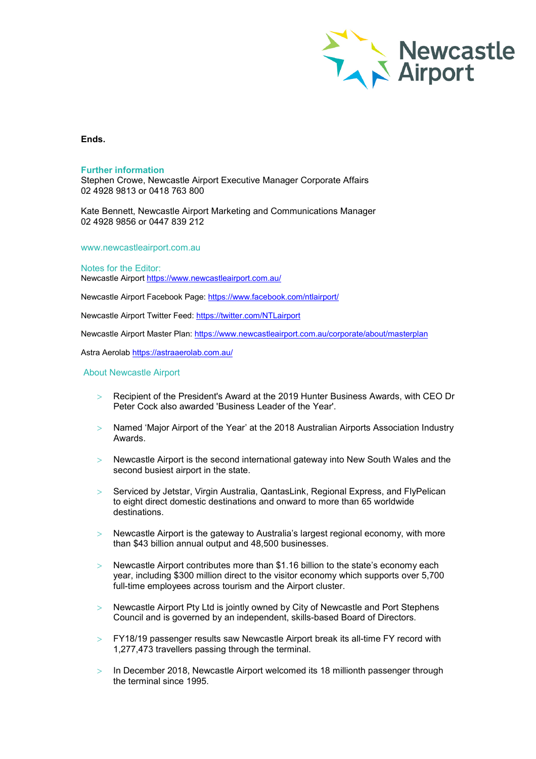**Ends.**

**Further information**
Stephen Crowe, Newcastle Airport Executive Manager Corporate Affairs
02 4928 9813 or 0418 763 800

Kate Bennett, Newcastle Airport Marketing and Communications Manager
02 4928 9856 or 0447 839 212

www.newcastleairport.com.au

Notes for the Editor:
Newcastle Airport https://www.newcastleairport.com.au/

Newcastle Airport Facebook Page: https://www.facebook.com/ntlairport/

Newcastle Airport Twitter Feed: https://twitter.com/NTLairport

Newcastle Airport Master Plan: https://www.newcastleairport.com.au/corporate/about/masterplan

Astra Aerolab https://astraaerolab.com.au/

## About Newcastle Airport

- Recipient of the President's Award at the 2019 Hunter Business Awards, with CEO Dr Peter Cock also awarded 'Business Leader of the Year'.
- Named 'Major Airport of the Year' at the 2018 Australian Airports Association Industry Awards.
- Newcastle Airport is the second international gateway into New South Wales and the second busiest airport in the state.
- Serviced by Jetstar, Virgin Australia, QantasLink, Regional Express, and FlyPelican to eight direct domestic destinations and onward to more than 65 worldwide destinations.
- Newcastle Airport is the gateway to Australia's largest regional economy, with more than $43 billion annual output and 48,500 businesses.
- Newcastle Airport contributes more than $1.16 billion to the state's economy each year, including $300 million direct to the visitor economy which supports over 5,700 full-time employees across tourism and the Airport cluster.
- Newcastle Airport Pty Ltd is jointly owned by City of Newcastle and Port Stephens Council and is governed by an independent, skills-based Board of Directors.
- FY18/19 passenger results saw Newcastle Airport break its all-time FY record with 1,277,473 travellers passing through the terminal.
- In December 2018, Newcastle Airport welcomed its 18 millionth passenger through the terminal since 1995.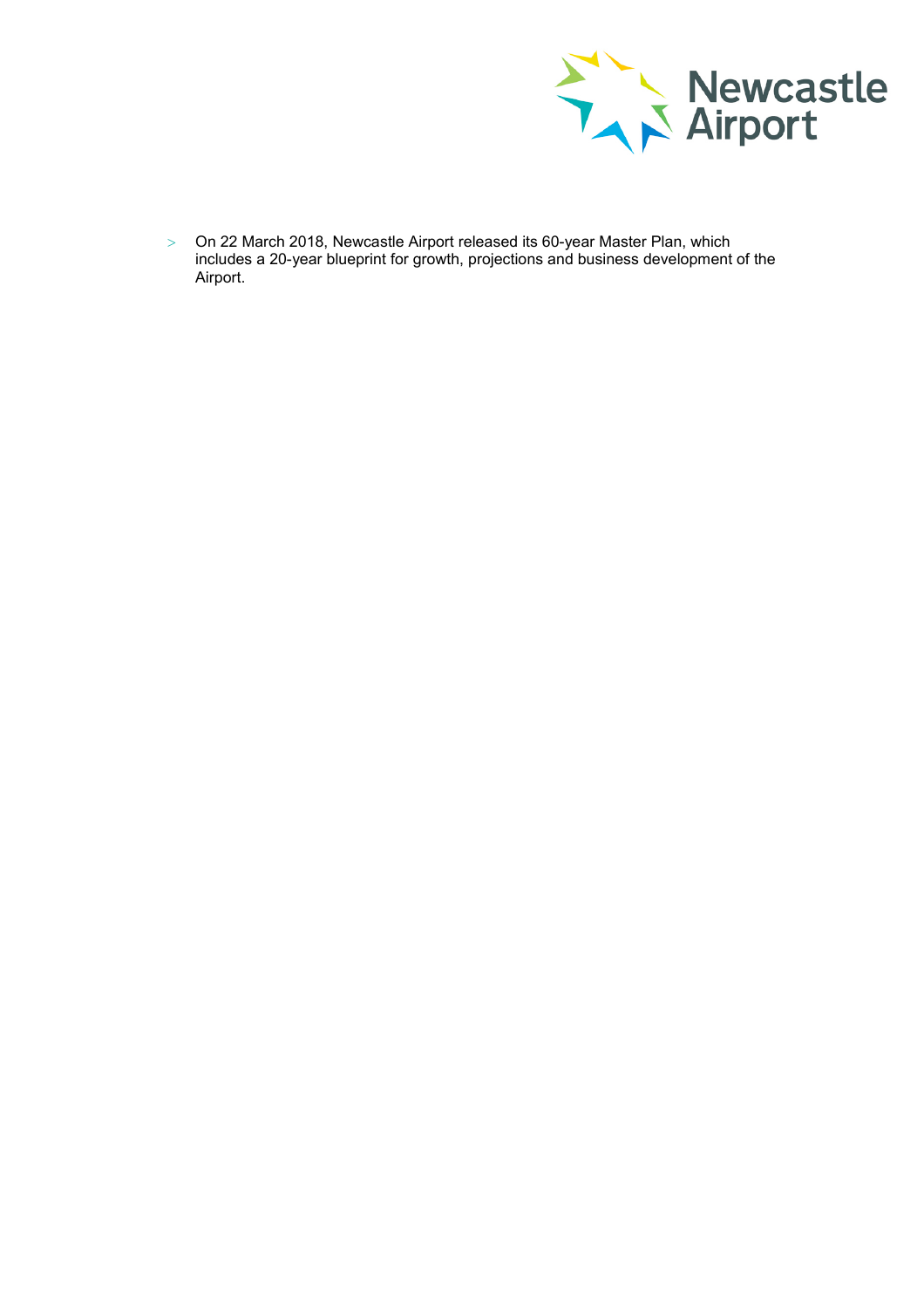- On 22 March 2018, Newcastle Airport released its 60-year Master Plan, which includes a 20-year blueprint for growth, projections and business development of the Airport.